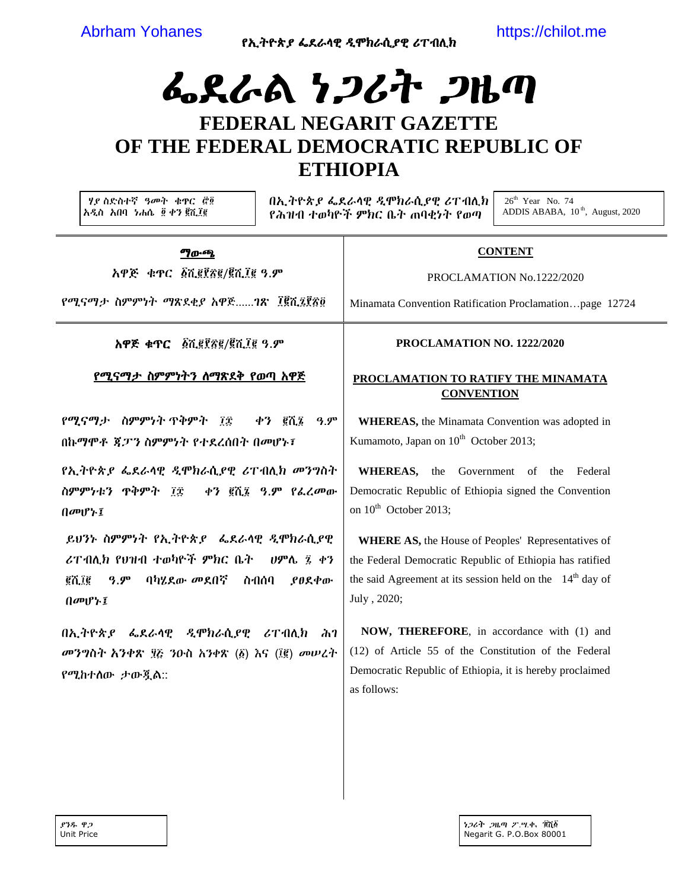# ፌደራል ነጋሪት ጋዜጣ

# FEDERAL NEGARIT GAZETTE OF THE FEDERAL DEMOCRATIC REPUBLIC OF ETHIOPIA

የኢትዮጵያ ፌደራላዊ ዲሞክራሲያዊ ሪፐብሊክ

ሃያ ስድስተኛ ዓመት ቁጥር ፸፬
አዲስ አበባ ነሐሴ ፬ ቀን ፪ሺ፲፪

በኢትዮጵያ ፌደራላዊ ዲሞክራሲያዊ ሪፐብሊክ የሕዝብ ተወካዮች ምክር ቤት ጠባቂነት የወጣ

26[th] Year No. 74
ADDIS ABABA, 10[th], August, 2020

**ማውጫ**

አዋጅ ቁጥር ፩ሺ፪፻፳፪/፪ሺ፲፪ ዓ.ም

የሚናማታ ስምምነት ማጽደቂያ አዋጅ......ገጽ ፲፪ሺ፯፻፳፬

**CONTENT**

PROCLAMATION No.1222/2020

Minamata Convention Ratification Proclamation…page 12724

**አዋጅ ቁጥር ፩ሺ፪፻፳፪/፪ሺ፲፪ ዓ.ም**

**የሚናማታ ስምምነትን ለማጽደቅ የወጣ አዋጅ**

የሚናማታ ስምምነት ጥቅምት ፲፰ ቀን ፪ሺ፮ ዓ.ም በኩማሞቶ ጃፓን ስምምነት የተደረሰበት በመሆኑ፤

የኢትዮጵያ ፌደራላዊ ዲሞክራሲያዊ ሪፐብሊክ መንግስት ስምምነቱን ጥቅምት ፲፰ ቀን ፪ሺ፮ ዓ.ም የፈረመው በመሆኑ፤

ይህንን ስምምነት የኢትዮጵያ ፌደራላዊ ዲሞክራሲያዊ ሪፐብሊክ የህዝብ ተወካዮች ምክር ቤት ሀምሌ ፯ ቀን ፪ሺ፲፪ ዓ.ም ባካሄደው መደበኛ ስብሰባ ያፀደቀው በመሆኑ፤

በኢትዮጵያ ፌደራላዊ ዲሞክራሲያዊ ሪፐብሊክ ሕገ መንግስት አንቀጽ ፶፭ ንዑስ አንቀጽ (፩) እና (፲፪) መሠረት የሚከተለው ታውጇል።

**PROCLAMATION NO. 1222/2020**

**PROCLAMATION TO RATIFY THE MINAMATA CONVENTION**

**WHEREAS,** the Minamata Convention was adopted in Kumamoto, Japan on 10[th] October 2013;

**WHEREAS,** the Government of the Federal Democratic Republic of Ethiopia signed the Convention on 10[th] October 2013;

**WHERE AS,** the House of Peoples' Representatives of the Federal Democratic Republic of Ethiopia has ratified the said Agreement at its session held on the 14[th] day of July , 2020;

**NOW, THEREFORE**, in accordance with (1) and (12) of Article 55 of the Constitution of the Federal Democratic Republic of Ethiopia, it is hereby proclaimed as follows:

ያንዱ ዋጋ
Unit Price

ነጋሪት ጋዜጣ ፖ.ሣ.ቁ. ፹ሺ፩
Negarit G. P.O.Box 80001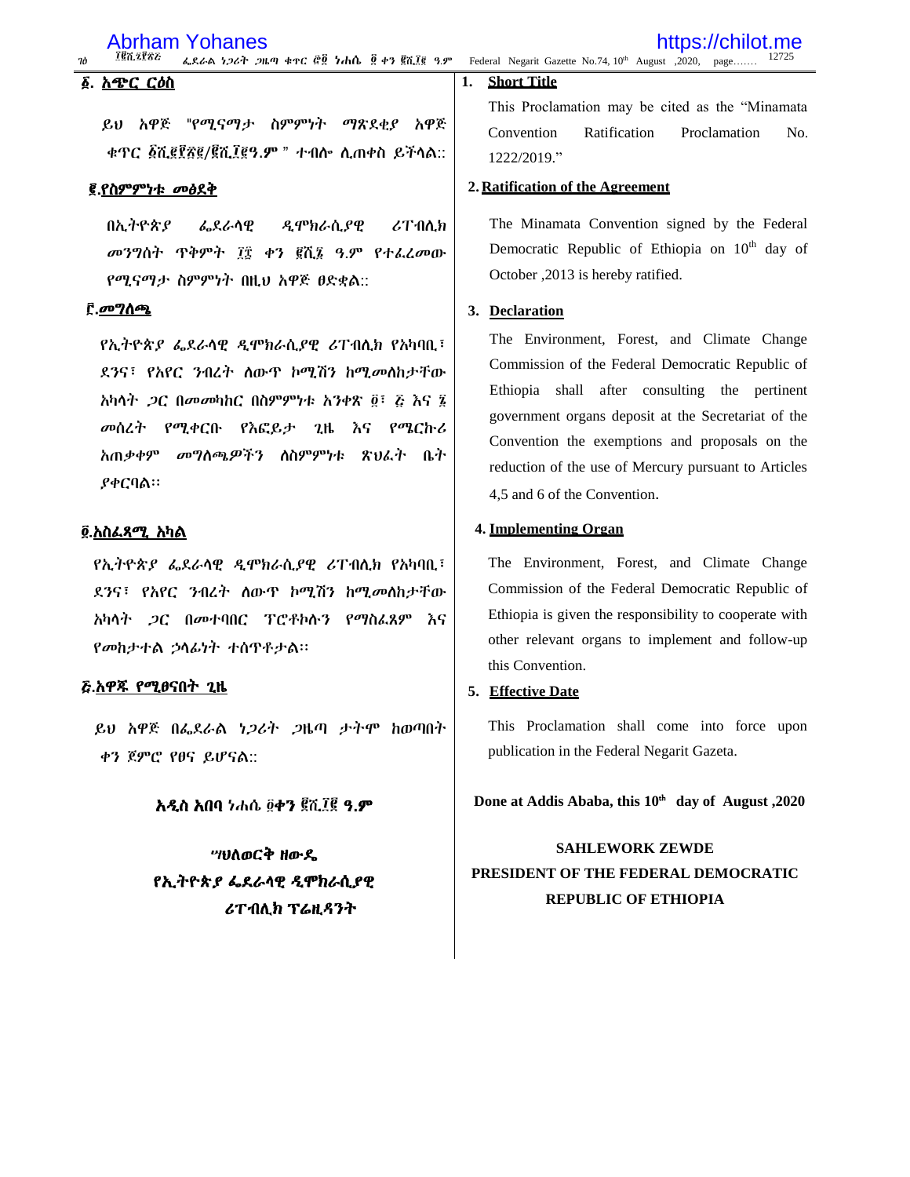## ፩. አጭር ርዕስ

ይህ አዋጅ "የሚናማታ ስምምነት ማጽደቂያ አዋጅ ቁጥር ፩ሺ፪፻፳፪/፪ሺ፲፪ዓ.ም " ተብሎ ሊጠቀስ ይችላል::

## ፪.የስምምነቱ መፅደቅ

በኢትዮጵያ ፌደራላዊ ዲሞክራሲያዊ ሪፐብሊክ መንግስት ጥቅምት ፲፰ ቀን ፪ሺ፮ ዓ.ም የተፈረመው የሚናማታ ስምምነት በዚህ አዋጅ ፀድቋል::

## ፫.መግለጫ

የኢትዮጵያ ፌደራላዊ ዲሞክራሲያዊ ሪፐብሊክ የአካባቢ፣ ደንና፣ የአየር ንብረት ለውጥ ኮሚሽን ከሚመለከታቸው አካላት ጋር በመመካከር በስምምነቱ አንቀጽ ፬፣ ፭ እና ፮ መሰረት የሚቀርቡ የእፎይታ ጊዜ እና የሜርኩሪ አጠቃቀም መግለጫዎችን ለስምምነቱ ጽህፈት ቤት ያቀርባል፡፡

## ፬.አስፈጻሚ አካል

የኢትዮጵያ ፌደራላዊ ዲሞክራሲያዊ ሪፐብሊክ የአካባቢ፣ ደንና፣ የአየር ንብረት ለውጥ ኮሚሽን ከሚመለከታቸው አካላት ጋር በመተባበር ፕሮቶኮሉን የማስፈጸም እና የመከታተል ኃላፊነት ተሰጥቶታል፡፡

## ፭.አዋጁ የሚፀናበት ጊዜ

ይህ አዋጅ በፌደራል ነጋሪት ጋዜጣ ታትሞ ከወጣበት ቀን ጀምሮ የፀና ይሆናል::

**አዲስ አበባ ነሐሴ ፬ቀን ፪ሺ፲፪ ዓ.ም**

**ሣህለወርቅ ዘውዴ**
**የኢትዮጵያ ፌደራላዊ ዲሞክራሲያዊ ሪፐብሊክ ፕሬዚዳንት**

## 1. Short Title

This Proclamation may be cited as the "Minamata Convention Ratification Proclamation No. 1222/2019."

## 2. Ratification of the Agreement

The Minamata Convention signed by the Federal Democratic Republic of Ethiopia on 10th day of October ,2013 is hereby ratified.

## 3. Declaration

The Environment, Forest, and Climate Change Commission of the Federal Democratic Republic of Ethiopia shall after consulting the pertinent government organs deposit at the Secretariat of the Convention the exemptions and proposals on the reduction of the use of Mercury pursuant to Articles 4,5 and 6 of the Convention.

## 4. Implementing Organ

The Environment, Forest, and Climate Change Commission of the Federal Democratic Republic of Ethiopia is given the responsibility to cooperate with other relevant organs to implement and follow-up this Convention.

## 5. Effective Date

This Proclamation shall come into force upon publication in the Federal Negarit Gazeta.

**Done at Addis Ababa, this 10th day of August ,2020**

**SAHLEWORK ZEWDE**
**PRESIDENT OF THE FEDERAL DEMOCRATIC REPUBLIC OF ETHIOPIA**